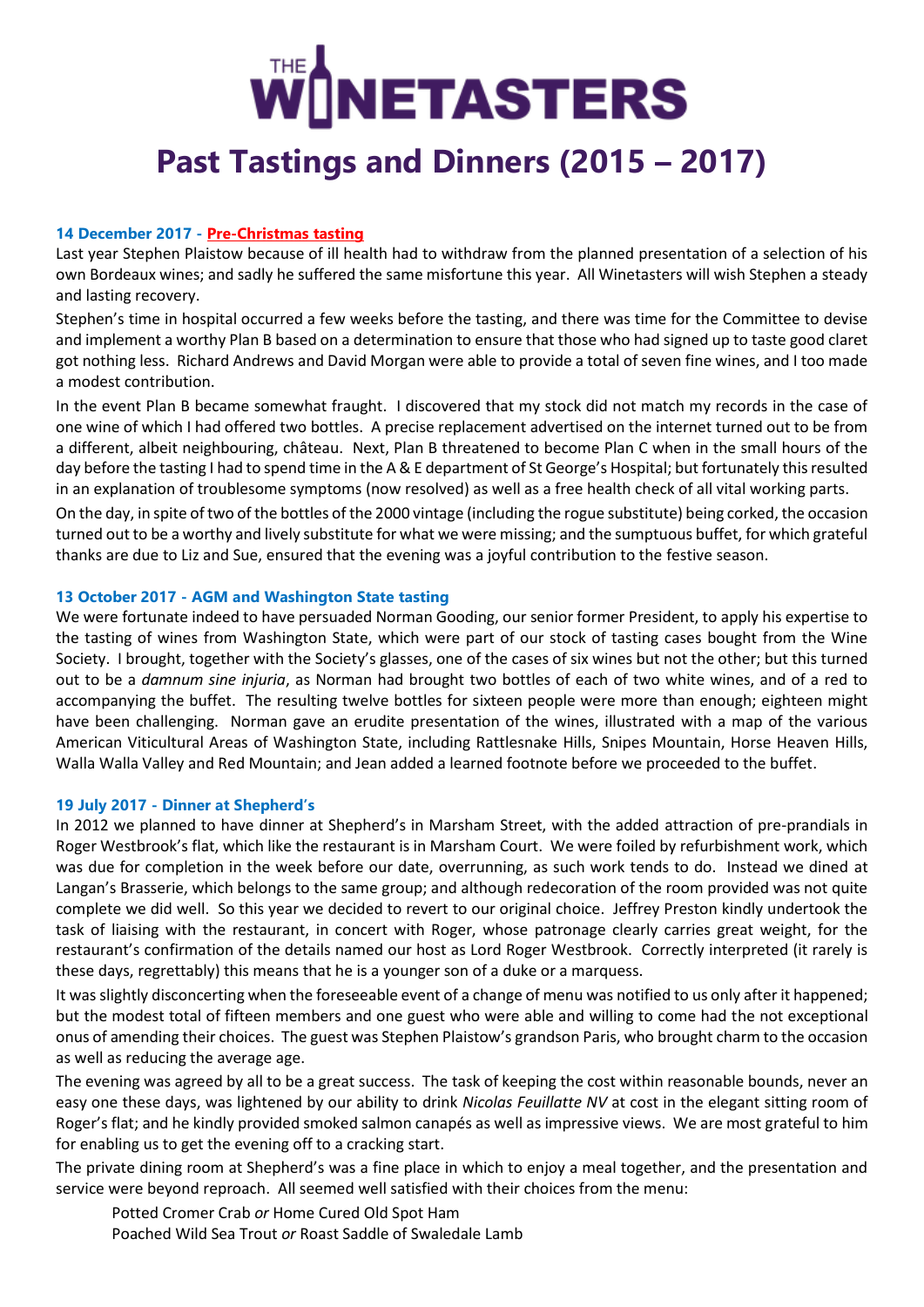# THE WINETASTERS

# Past Tastings and Dinners (2015 – 2017)

### 14 December 2017 - Pre-Christmas tasting

Last year Stephen Plaistow because of ill health had to withdraw from the planned presentation of a selection of his own Bordeaux wines; and sadly he suffered the same misfortune this year. All Winetasters will wish Stephen a steady and lasting recovery.

Stephen's time in hospital occurred a few weeks before the tasting, and there was time for the Committee to devise and implement a worthy Plan B based on a determination to ensure that those who had signed up to taste good claret got nothing less. Richard Andrews and David Morgan were able to provide a total of seven fine wines, and I too made a modest contribution.

In the event Plan B became somewhat fraught. I discovered that my stock did not match my records in the case of one wine of which I had offered two bottles. A precise replacement advertised on the internet turned out to be from a different, albeit neighbouring, château. Next, Plan B threatened to become Plan C when in the small hours of the day before the tasting I had to spend time in the A & E department of St George's Hospital; but fortunately this resulted in an explanation of troublesome symptoms (now resolved) as well as a free health check of all vital working parts.

On the day, in spite of two of the bottles of the 2000 vintage (including the rogue substitute) being corked, the occasion turned out to be a worthy and lively substitute for what we were missing; and the sumptuous buffet, for which grateful thanks are due to Liz and Sue, ensured that the evening was a joyful contribution to the festive season.

### 13 October 2017 - AGM and Washington State tasting

We were fortunate indeed to have persuaded Norman Gooding, our senior former President, to apply his expertise to the tasting of wines from Washington State, which were part of our stock of tasting cases bought from the Wine Society. I brought, together with the Society's glasses, one of the cases of six wines but not the other; but this turned out to be a *damnum sine injuria*, as Norman had brought two bottles of each of two white wines, and of a red to accompanying the buffet. The resulting twelve bottles for sixteen people were more than enough; eighteen might have been challenging. Norman gave an erudite presentation of the wines, illustrated with a map of the various American Viticultural Areas of Washington State, including Rattlesnake Hills, Snipes Mountain, Horse Heaven Hills, Walla Walla Valley and Red Mountain; and Jean added a learned footnote before we proceeded to the buffet.

### 19 July 2017 - Dinner at Shepherd's

In 2012 we planned to have dinner at Shepherd's in Marsham Street, with the added attraction of pre-prandials in Roger Westbrook's flat, which like the restaurant is in Marsham Court. We were foiled by refurbishment work, which was due for completion in the week before our date, overrunning, as such work tends to do. Instead we dined at Langan's Brasserie, which belongs to the same group; and although redecoration of the room provided was not quite complete we did well. So this year we decided to revert to our original choice. Jeffrey Preston kindly undertook the task of liaising with the restaurant, in concert with Roger, whose patronage clearly carries great weight, for the restaurant's confirmation of the details named our host as Lord Roger Westbrook. Correctly interpreted (it rarely is these days, regrettably) this means that he is a younger son of a duke or a marquess.

It was slightly disconcerting when the foreseeable event of a change of menu was notified to us only after it happened; but the modest total of fifteen members and one guest who were able and willing to come had the not exceptional onus of amending their choices. The guest was Stephen Plaistow's grandson Paris, who brought charm to the occasion as well as reducing the average age.

The evening was agreed by all to be a great success. The task of keeping the cost within reasonable bounds, never an easy one these days, was lightened by our ability to drink *Nicolas Feuillatte NV* at cost in the elegant sitting room of Roger's flat; and he kindly provided smoked salmon canapés as well as impressive views. We are most grateful to him for enabling us to get the evening off to a cracking start.

The private dining room at Shepherd's was a fine place in which to enjoy a meal together, and the presentation and service were beyond reproach. All seemed well satisfied with their choices from the menu:

> Potted Cromer Crab *or* Home Cured Old Spot Ham
> Poached Wild Sea Trout *or* Roast Saddle of Swaledale Lamb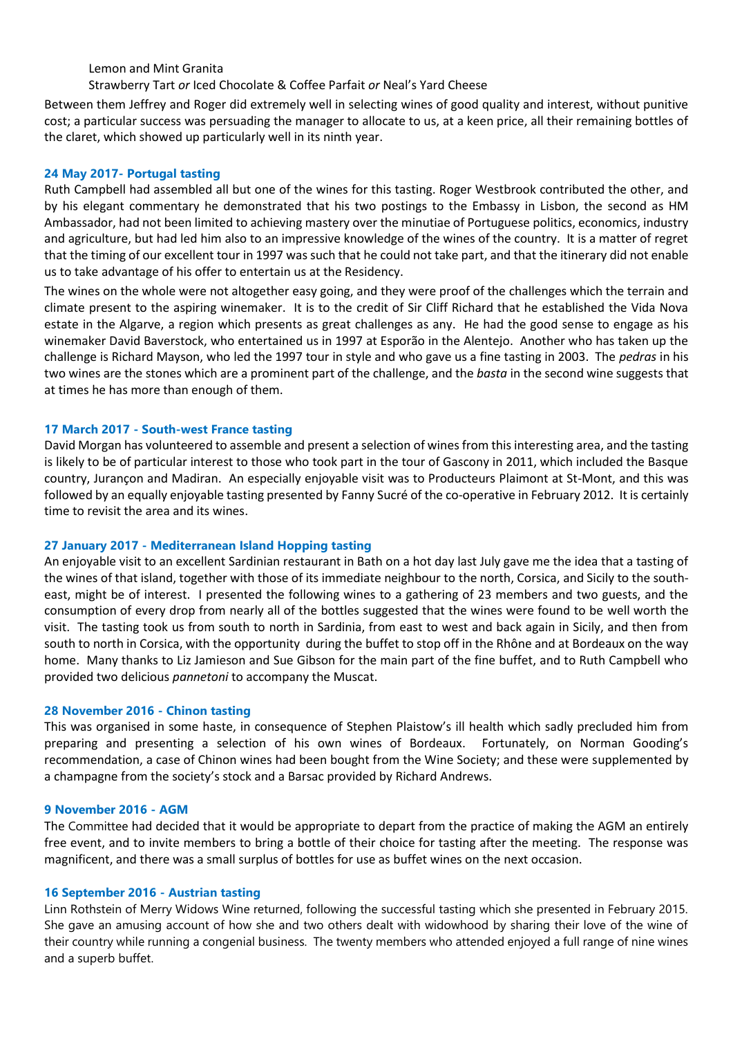Lemon and Mint Granita

Strawberry Tart *or* Iced Chocolate & Coffee Parfait *or* Neal's Yard Cheese

Between them Jeffrey and Roger did extremely well in selecting wines of good quality and interest, without punitive cost; a particular success was persuading the manager to allocate to us, at a keen price, all their remaining bottles of the claret, which showed up particularly well in its ninth year.

### 24 May 2017- Portugal tasting

Ruth Campbell had assembled all but one of the wines for this tasting. Roger Westbrook contributed the other, and by his elegant commentary he demonstrated that his two postings to the Embassy in Lisbon, the second as HM Ambassador, had not been limited to achieving mastery over the minutiae of Portuguese politics, economics, industry and agriculture, but had led him also to an impressive knowledge of the wines of the country. It is a matter of regret that the timing of our excellent tour in 1997 was such that he could not take part, and that the itinerary did not enable us to take advantage of his offer to entertain us at the Residency.

The wines on the whole were not altogether easy going, and they were proof of the challenges which the terrain and climate present to the aspiring winemaker. It is to the credit of Sir Cliff Richard that he established the Vida Nova estate in the Algarve, a region which presents as great challenges as any. He had the good sense to engage as his winemaker David Baverstock, who entertained us in 1997 at Esporão in the Alentejo. Another who has taken up the challenge is Richard Mayson, who led the 1997 tour in style and who gave us a fine tasting in 2003. The *pedras* in his two wines are the stones which are a prominent part of the challenge, and the *basta* in the second wine suggests that at times he has more than enough of them.

### 17 March 2017 - South-west France tasting

David Morgan has volunteered to assemble and present a selection of wines from this interesting area, and the tasting is likely to be of particular interest to those who took part in the tour of Gascony in 2011, which included the Basque country, Jurançon and Madiran. An especially enjoyable visit was to Producteurs Plaimont at St-Mont, and this was followed by an equally enjoyable tasting presented by Fanny Sucré of the co-operative in February 2012. It is certainly time to revisit the area and its wines.

### 27 January 2017 - Mediterranean Island Hopping tasting

An enjoyable visit to an excellent Sardinian restaurant in Bath on a hot day last July gave me the idea that a tasting of the wines of that island, together with those of its immediate neighbour to the north, Corsica, and Sicily to the south-east, might be of interest. I presented the following wines to a gathering of 23 members and two guests, and the consumption of every drop from nearly all of the bottles suggested that the wines were found to be well worth the visit. The tasting took us from south to north in Sardinia, from east to west and back again in Sicily, and then from south to north in Corsica, with the opportunity during the buffet to stop off in the Rhône and at Bordeaux on the way home. Many thanks to Liz Jamieson and Sue Gibson for the main part of the fine buffet, and to Ruth Campbell who provided two delicious *pannetoni* to accompany the Muscat.

### 28 November 2016 - Chinon tasting

This was organised in some haste, in consequence of Stephen Plaistow's ill health which sadly precluded him from preparing and presenting a selection of his own wines of Bordeaux. Fortunately, on Norman Gooding's recommendation, a case of Chinon wines had been bought from the Wine Society; and these were supplemented by a champagne from the society's stock and a Barsac provided by Richard Andrews.

### 9 November 2016 - AGM

The Committee had decided that it would be appropriate to depart from the practice of making the AGM an entirely free event, and to invite members to bring a bottle of their choice for tasting after the meeting. The response was magnificent, and there was a small surplus of bottles for use as buffet wines on the next occasion.

### 16 September 2016 - Austrian tasting

Linn Rothstein of Merry Widows Wine returned, following the successful tasting which she presented in February 2015. She gave an amusing account of how she and two others dealt with widowhood by sharing their love of the wine of their country while running a congenial business. The twenty members who attended enjoyed a full range of nine wines and a superb buffet.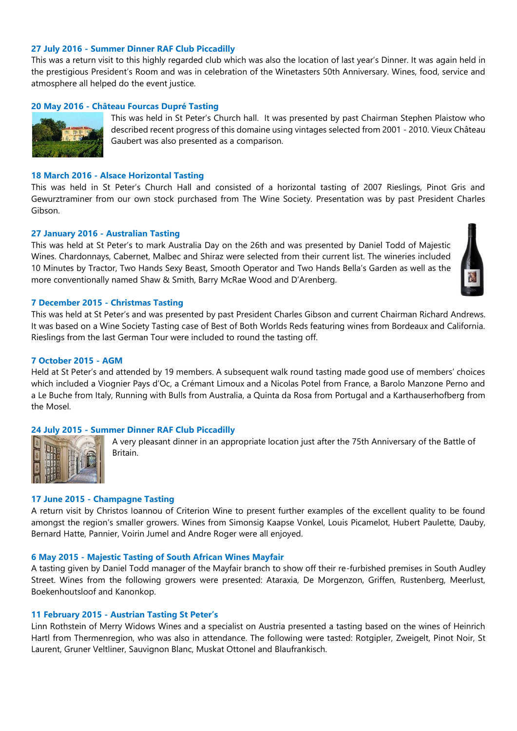### 27 July 2016 - Summer Dinner RAF Club Piccadilly

This was a return visit to this highly regarded club which was also the location of last year's Dinner. It was again held in the prestigious President's Room and was in celebration of the Winetasters 50th Anniversary. Wines, food, service and atmosphere all helped do the event justice.

### 20 May 2016 - Château Fourcas Dupré Tasting

This was held in St Peter's Church hall. It was presented by past Chairman Stephen Plaistow who described recent progress of this domaine using vintages selected from 2001 - 2010. Vieux Château Gaubert was also presented as a comparison.

### 18 March 2016 - Alsace Horizontal Tasting

This was held in St Peter's Church Hall and consisted of a horizontal tasting of 2007 Rieslings, Pinot Gris and Gewurztraminer from our own stock purchased from The Wine Society. Presentation was by past President Charles Gibson.

### 27 January 2016 - Australian Tasting

This was held at St Peter's to mark Australia Day on the 26th and was presented by Daniel Todd of Majestic Wines. Chardonnays, Cabernet, Malbec and Shiraz were selected from their current list. The wineries included 10 Minutes by Tractor, Two Hands Sexy Beast, Smooth Operator and Two Hands Bella's Garden as well as the more conventionally named Shaw & Smith, Barry McRae Wood and D'Arenberg.

### 7 December 2015 - Christmas Tasting

This was held at St Peter's and was presented by past President Charles Gibson and current Chairman Richard Andrews. It was based on a Wine Society Tasting case of Best of Both Worlds Reds featuring wines from Bordeaux and California. Rieslings from the last German Tour were included to round the tasting off.

### 7 October 2015 - AGM

Held at St Peter's and attended by 19 members. A subsequent walk round tasting made good use of members' choices which included a Viognier Pays d'Oc, a Crémant Limoux and a Nicolas Potel from France, a Barolo Manzone Perno and a Le Buche from Italy, Running with Bulls from Australia, a Quinta da Rosa from Portugal and a Karthauserhofberg from the Mosel.

### 24 July 2015 - Summer Dinner RAF Club Piccadilly

A very pleasant dinner in an appropriate location just after the 75th Anniversary of the Battle of Britain.

### 17 June 2015 - Champagne Tasting

A return visit by Christos Ioannou of Criterion Wine to present further examples of the excellent quality to be found amongst the region's smaller growers. Wines from Simonsig Kaapse Vonkel, Louis Picamelot, Hubert Paulette, Dauby, Bernard Hatte, Pannier, Voirin Jumel and Andre Roger were all enjoyed.

### 6 May 2015 - Majestic Tasting of South African Wines Mayfair

A tasting given by Daniel Todd manager of the Mayfair branch to show off their re-furbished premises in South Audley Street. Wines from the following growers were presented: Ataraxia, De Morgenzon, Griffen, Rustenberg, Meerlust, Boekenhoutsloof and Kanonkop.

### 11 February 2015 - Austrian Tasting St Peter's

Linn Rothstein of Merry Widows Wines and a specialist on Austria presented a tasting based on the wines of Heinrich Hartl from Thermenregion, who was also in attendance. The following were tasted: Rotgipler, Zweigelt, Pinot Noir, St Laurent, Gruner Veltliner, Sauvignon Blanc, Muskat Ottonel and Blaufrankisch.